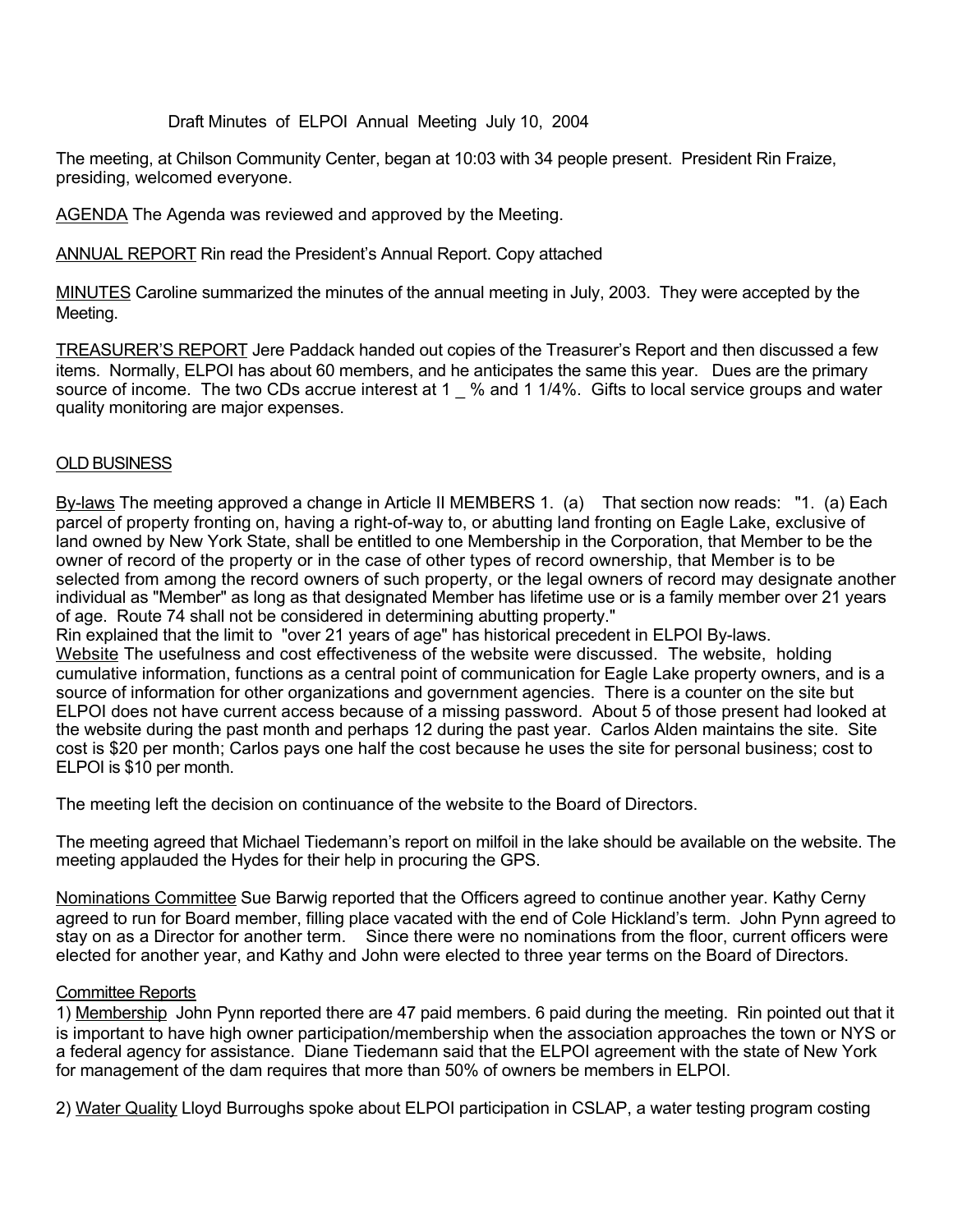# Draft Minutes of ELPOI Annual Meeting July 10, 2004

The meeting, at Chilson Community Center, began at 10:03 with 34 people present. President Rin Fraize, presiding, welcomed everyone.

<u>AGENDA</u> The Agenda was reviewed and approved by the Meeting.

<u>ANNUAL REPORT</u> Rin read the President's Annual Report. Copy attached

<u>MINUTES</u> Caroline summarized the minutes of the annual meeting in July, 2003. They were accepted by the Meeting.

<u>TREASURER'S REPORT</u> Jere Paddack handed out copies of the Treasurer's Report and then discussed a few items. Normally, ELPOI has about 60 members, and he anticipates the same this year. Dues are the primary source of income. The two CDs accrue interest at 1 _ % and 1 1/4%. Gifts to local service groups and water quality monitoring are major expenses.

## OLD BUSINESS

<u>By-laws</u> The meeting approved a change in Article II MEMBERS 1. (a) That section now reads: "1. (a) Each parcel of property fronting on, having a right-of-way to, or abutting land fronting on Eagle Lake, exclusive of land owned by New York State, shall be entitled to one Membership in the Corporation, that Member to be the owner of record of the property or in the case of other types of record ownership, that Member is to be selected from among the record owners of such property, or the legal owners of record may designate another individual as "Member" as long as that designated Member has lifetime use or is a family member over 21 years of age. Route 74 shall not be considered in determining abutting property."

Rin explained that the limit to "over 21 years of age" has historical precedent in ELPOI By-laws.

<u>Website</u> The usefulness and cost effectiveness of the website were discussed. The website, holding cumulative information, functions as a central point of communication for Eagle Lake property owners, and is a source of information for other organizations and government agencies. There is a counter on the site but ELPOI does not have current access because of a missing password. About 5 of those present had looked at the website during the past month and perhaps 12 during the past year. Carlos Alden maintains the site. Site cost is $20 per month; Carlos pays one half the cost because he uses the site for personal business; cost to ELPOI is $10 per month.

The meeting left the decision on continuance of the website to the Board of Directors.

The meeting agreed that Michael Tiedemann's report on milfoil in the lake should be available on the website. The meeting applauded the Hydes for their help in procuring the GPS.

<u>Nominations Committee</u> Sue Barwig reported that the Officers agreed to continue another year. Kathy Cerny agreed to run for Board member, filling place vacated with the end of Cole Hickland's term. John Pynn agreed to stay on as a Director for another term. Since there were no nominations from the floor, current officers were elected for another year, and Kathy and John were elected to three year terms on the Board of Directors.

<u>Committee Reports</u>

1) <u>Membership</u> John Pynn reported there are 47 paid members. 6 paid during the meeting. Rin pointed out that it is important to have high owner participation/membership when the association approaches the town or NYS or a federal agency for assistance. Diane Tiedemann said that the ELPOI agreement with the state of New York for management of the dam requires that more than 50% of owners be members in ELPOI.

2) <u>Water Quality</u> Lloyd Burroughs spoke about ELPOI participation in CSLAP, a water testing program costing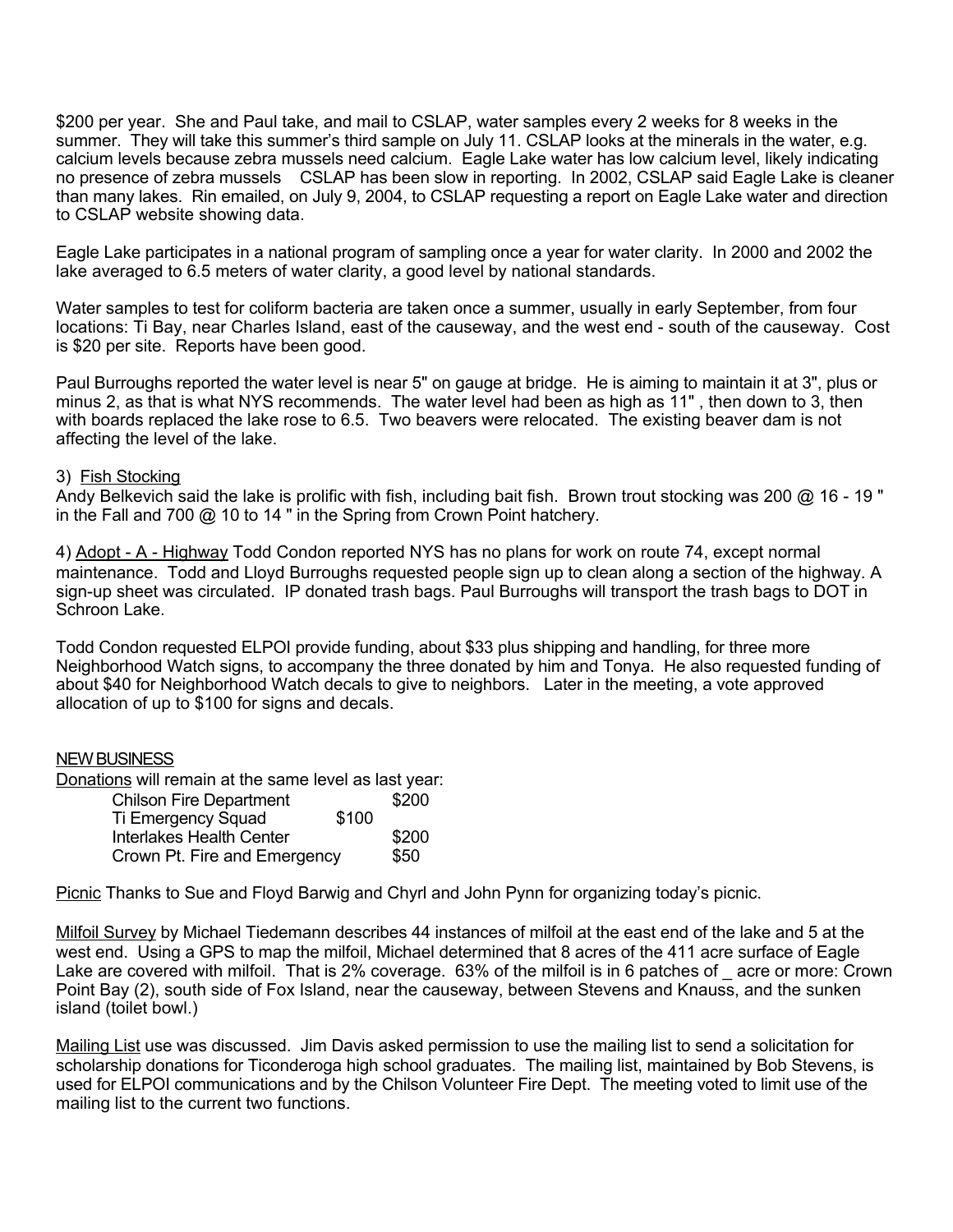$200 per year. She and Paul take, and mail to CSLAP, water samples every 2 weeks for 8 weeks in the summer. They will take this summer's third sample on July 11. CSLAP looks at the minerals in the water, e.g. calcium levels because zebra mussels need calcium. Eagle Lake water has low calcium level, likely indicating no presence of zebra mussels CSLAP has been slow in reporting. In 2002, CSLAP said Eagle Lake is cleaner than many lakes. Rin emailed, on July 9, 2004, to CSLAP requesting a report on Eagle Lake water and direction to CSLAP website showing data.

Eagle Lake participates in a national program of sampling once a year for water clarity. In 2000 and 2002 the lake averaged to 6.5 meters of water clarity, a good level by national standards.

Water samples to test for coliform bacteria are taken once a summer, usually in early September, from four locations: Ti Bay, near Charles Island, east of the causeway, and the west end - south of the causeway. Cost is $20 per site. Reports have been good.

Paul Burroughs reported the water level is near 5" on gauge at bridge. He is aiming to maintain it at 3", plus or minus 2, as that is what NYS recommends. The water level had been as high as 11" , then down to 3, then with boards replaced the lake rose to 6.5. Two beavers were relocated. The existing beaver dam is not affecting the level of the lake.

3) Fish Stocking
Andy Belkevich said the lake is prolific with fish, including bait fish. Brown trout stocking was 200 @ 16 - 19 " in the Fall and 700 @ 10 to 14 " in the Spring from Crown Point hatchery.

4) Adopt - A - Highway Todd Condon reported NYS has no plans for work on route 74, except normal maintenance. Todd and Lloyd Burroughs requested people sign up to clean along a section of the highway. A sign-up sheet was circulated. IP donated trash bags. Paul Burroughs will transport the trash bags to DOT in Schroon Lake.

Todd Condon requested ELPOI provide funding, about $33 plus shipping and handling, for three more Neighborhood Watch signs, to accompany the three donated by him and Tonya. He also requested funding of about $40 for Neighborhood Watch decals to give to neighbors. Later in the meeting, a vote approved allocation of up to $100 for signs and decals.

NEW BUSINESS

Donations will remain at the same level as last year:

| Recipient | Amount |
|---|---|
| Chilson Fire Department | $200 |
| Ti Emergency Squad | $100 |
| Interlakes Health Center | $200 |
| Crown Pt. Fire and Emergency | $50 |

Picnic Thanks to Sue and Floyd Barwig and Chyrl and John Pynn for organizing today's picnic.

Milfoil Survey by Michael Tiedemann describes 44 instances of milfoil at the east end of the lake and 5 at the west end. Using a GPS to map the milfoil, Michael determined that 8 acres of the 411 acre surface of Eagle Lake are covered with milfoil. That is 2% coverage. 63% of the milfoil is in 6 patches of _ acre or more: Crown Point Bay (2), south side of Fox Island, near the causeway, between Stevens and Knauss, and the sunken island (toilet bowl.)

Mailing List use was discussed. Jim Davis asked permission to use the mailing list to send a solicitation for scholarship donations for Ticonderoga high school graduates. The mailing list, maintained by Bob Stevens, is used for ELPOI communications and by the Chilson Volunteer Fire Dept. The meeting voted to limit use of the mailing list to the current two functions.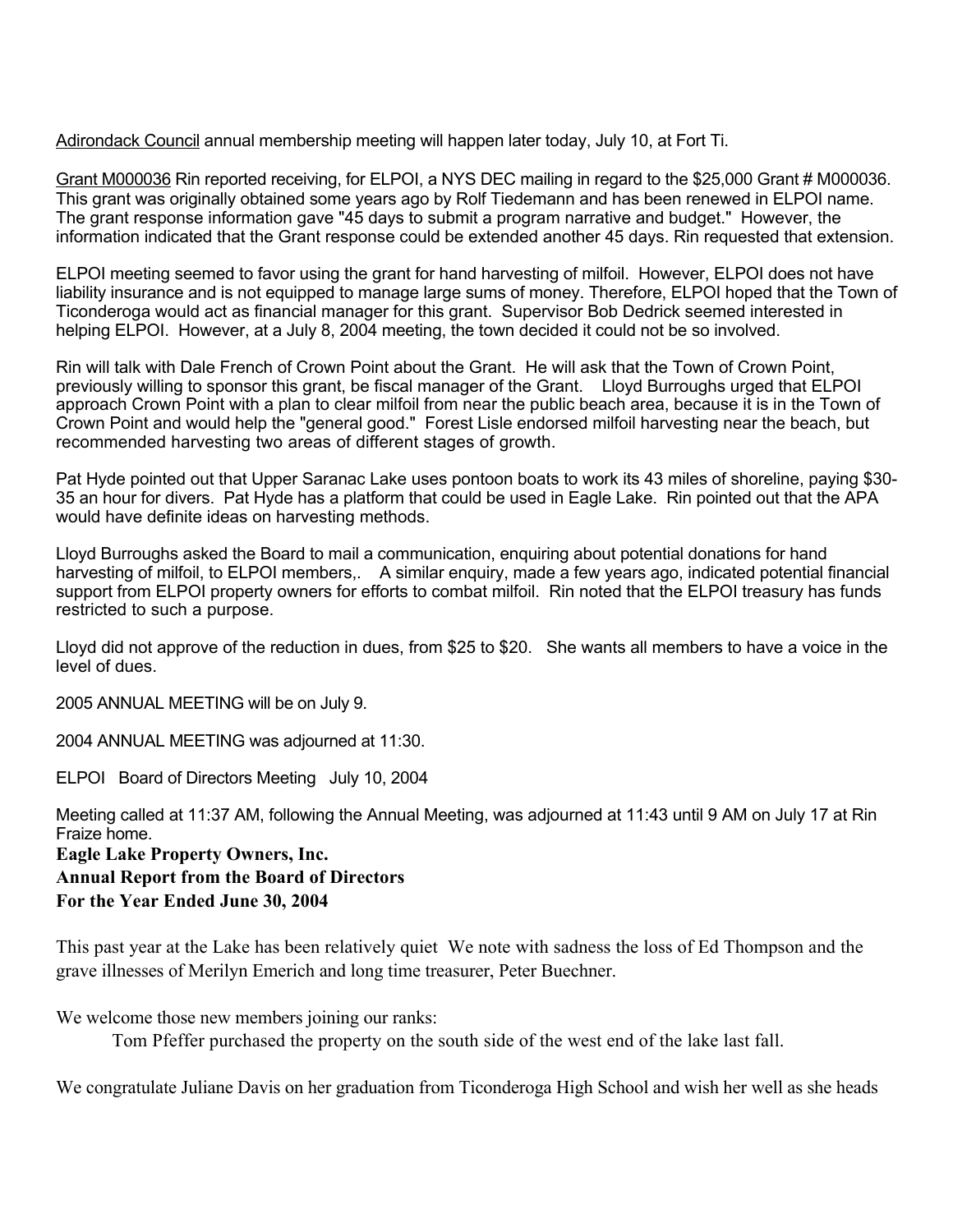Adirondack Council annual membership meeting will happen later today, July 10, at Fort Ti.

Grant M000036 Rin reported receiving, for ELPOI, a NYS DEC mailing in regard to the $25,000 Grant # M000036. This grant was originally obtained some years ago by Rolf Tiedemann and has been renewed in ELPOI name. The grant response information gave "45 days to submit a program narrative and budget." However, the information indicated that the Grant response could be extended another 45 days. Rin requested that extension.

ELPOI meeting seemed to favor using the grant for hand harvesting of milfoil. However, ELPOI does not have liability insurance and is not equipped to manage large sums of money. Therefore, ELPOI hoped that the Town of Ticonderoga would act as financial manager for this grant. Supervisor Bob Dedrick seemed interested in helping ELPOI. However, at a July 8, 2004 meeting, the town decided it could not be so involved.

Rin will talk with Dale French of Crown Point about the Grant. He will ask that the Town of Crown Point, previously willing to sponsor this grant, be fiscal manager of the Grant. Lloyd Burroughs urged that ELPOI approach Crown Point with a plan to clear milfoil from near the public beach area, because it is in the Town of Crown Point and would help the "general good." Forest Lisle endorsed milfoil harvesting near the beach, but recommended harvesting two areas of different stages of growth.

Pat Hyde pointed out that Upper Saranac Lake uses pontoon boats to work its 43 miles of shoreline, paying $30-35 an hour for divers. Pat Hyde has a platform that could be used in Eagle Lake. Rin pointed out that the APA would have definite ideas on harvesting methods.

Lloyd Burroughs asked the Board to mail a communication, enquiring about potential donations for hand harvesting of milfoil, to ELPOI members,. A similar enquiry, made a few years ago, indicated potential financial support from ELPOI property owners for efforts to combat milfoil. Rin noted that the ELPOI treasury has funds restricted to such a purpose.

Lloyd did not approve of the reduction in dues, from $25 to $20. She wants all members to have a voice in the level of dues.

2005 ANNUAL MEETING will be on July 9.

2004 ANNUAL MEETING was adjourned at 11:30.

ELPOI Board of Directors Meeting July 10, 2004

Meeting called at 11:37 AM, following the Annual Meeting, was adjourned at 11:43 until 9 AM on July 17 at Rin Fraize home.

**Eagle Lake Property Owners, Inc.**
**Annual Report from the Board of Directors**
**For the Year Ended June 30, 2004**

This past year at the Lake has been relatively quiet We note with sadness the loss of Ed Thompson and the grave illnesses of Merilyn Emerich and long time treasurer, Peter Buechner.

We welcome those new members joining our ranks:

Tom Pfeffer purchased the property on the south side of the west end of the lake last fall.

We congratulate Juliane Davis on her graduation from Ticonderoga High School and wish her well as she heads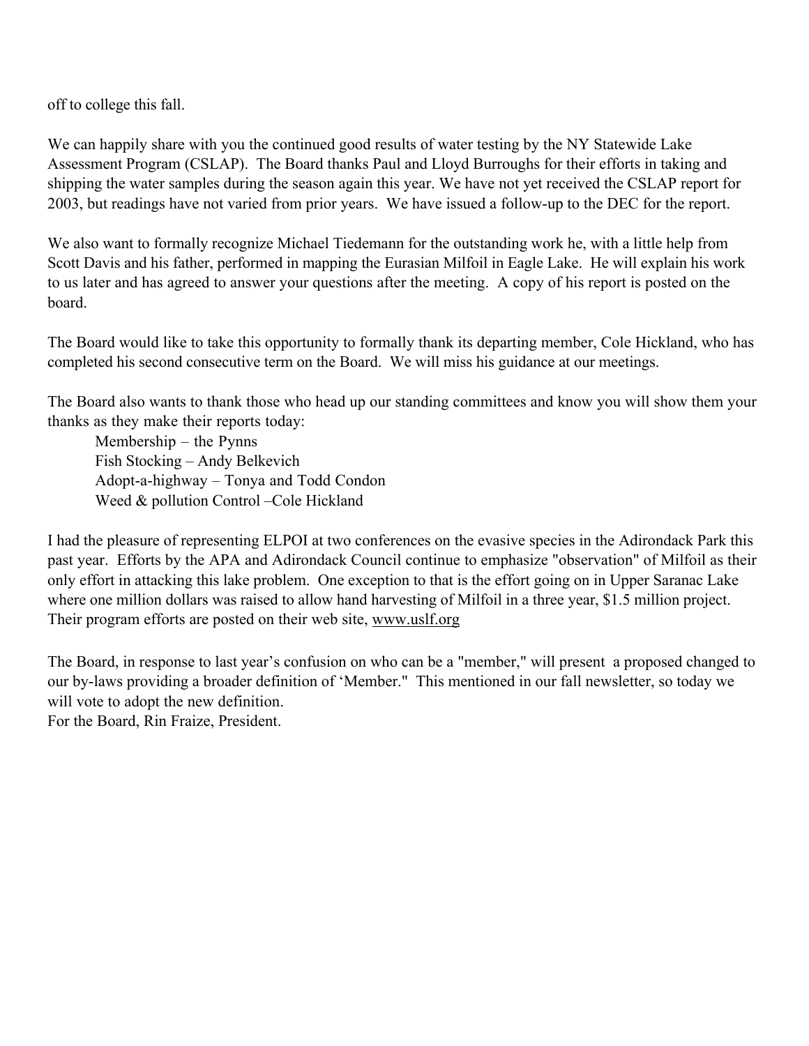off to college this fall.

We can happily share with you the continued good results of water testing by the NY Statewide Lake Assessment Program (CSLAP). The Board thanks Paul and Lloyd Burroughs for their efforts in taking and shipping the water samples during the season again this year. We have not yet received the CSLAP report for 2003, but readings have not varied from prior years. We have issued a follow-up to the DEC for the report.

We also want to formally recognize Michael Tiedemann for the outstanding work he, with a little help from Scott Davis and his father, performed in mapping the Eurasian Milfoil in Eagle Lake. He will explain his work to us later and has agreed to answer your questions after the meeting. A copy of his report is posted on the board.

The Board would like to take this opportunity to formally thank its departing member, Cole Hickland, who has completed his second consecutive term on the Board. We will miss his guidance at our meetings.

The Board also wants to thank those who head up our standing committees and know you will show them your thanks as they make their reports today:

Membership – the Pynns
Fish Stocking – Andy Belkevich
Adopt-a-highway – Tonya and Todd Condon
Weed & pollution Control –Cole Hickland

I had the pleasure of representing ELPOI at two conferences on the evasive species in the Adirondack Park this past year. Efforts by the APA and Adirondack Council continue to emphasize "observation" of Milfoil as their only effort in attacking this lake problem. One exception to that is the effort going on in Upper Saranac Lake where one million dollars was raised to allow hand harvesting of Milfoil in a three year, $1.5 million project. Their program efforts are posted on their web site, www.uslf.org

The Board, in response to last year's confusion on who can be a "member," will present a proposed changed to our by-laws providing a broader definition of 'Member." This mentioned in our fall newsletter, so today we will vote to adopt the new definition.
For the Board, Rin Fraize, President.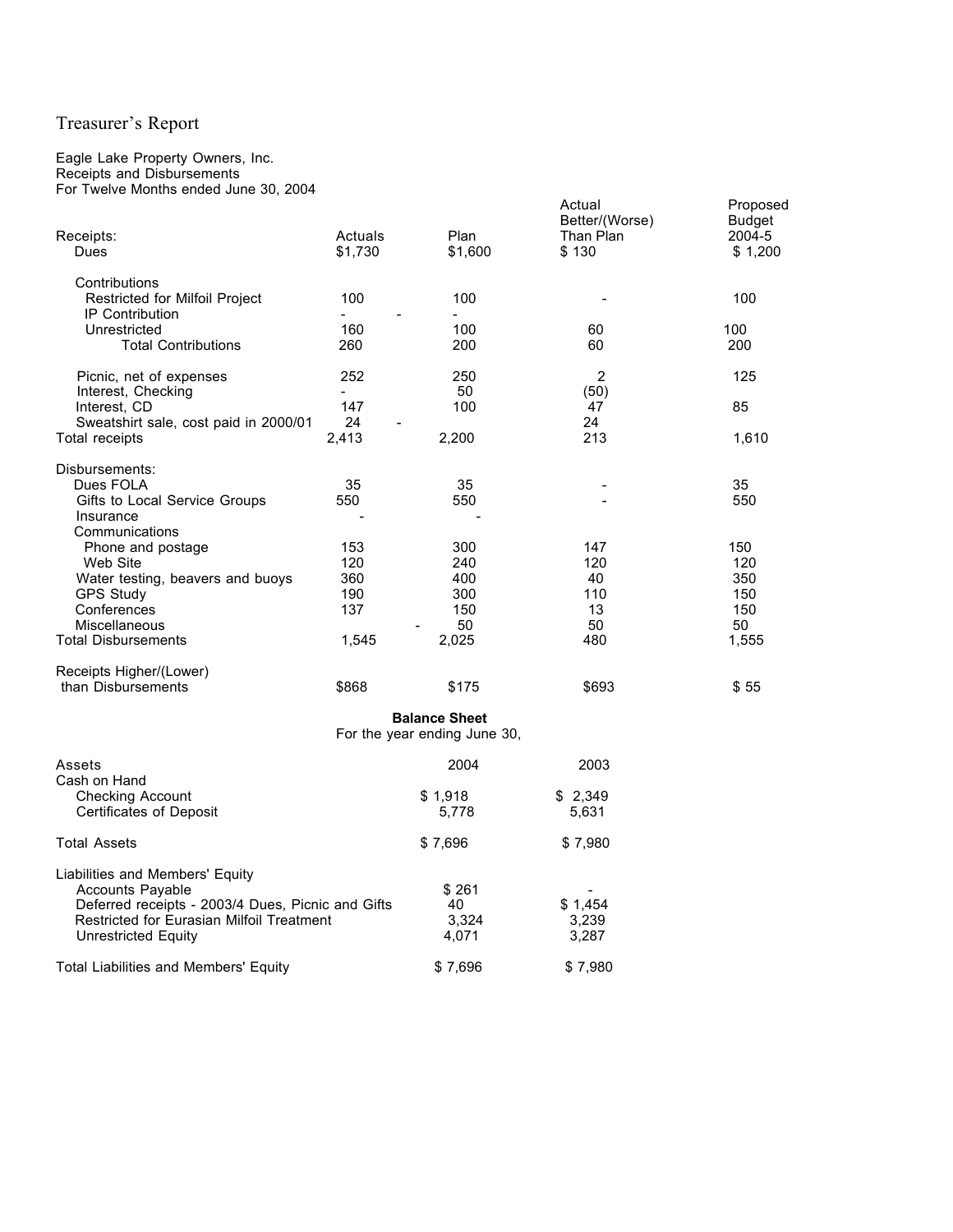# Treasurer's Report

Eagle Lake Property Owners, Inc.
Receipts and Disbursements
For Twelve Months ended June 30, 2004

| Receipts: | Actuals | Plan | Actual Better/(Worse) Than Plan | Proposed Budget 2004-5 |
|---|---|---|---|---|
| Dues | $1,730 | $1,600 | $ 130 | $ 1,200 |
| Contributions | | | | |
| Restricted for Milfoil Project | 100 | 100 | - | 100 |
| IP Contribution | - | - | | |
| Unrestricted | 160 | 100 | 60 | 100 |
| Total Contributions | 260 | 200 | 60 | 200 |
| Picnic, net of expenses | 252 | 250 | 2 | 125 |
| Interest, Checking | - | 50 | (50) | |
| Interest, CD | 147 | 100 | 47 | 85 |
| Sweatshirt sale, cost paid in 2000/01 | 24 | - | 24 | |
| Total receipts | 2,413 | 2,200 | 213 | 1,610 |
| Disbursements: | | | | |
| Dues FOLA | 35 | 35 | - | 35 |
| Gifts to Local Service Groups | 550 | 550 | - | 550 |
| Insurance | - | - | | |
| Communications | | | | |
| Phone and postage | 153 | 300 | 147 | 150 |
| Web Site | 120 | 240 | 120 | 120 |
| Water testing, beavers and buoys | 360 | 400 | 40 | 350 |
| GPS Study | 190 | 300 | 110 | 150 |
| Conferences | 137 | 150 | 13 | 150 |
| Miscellaneous | - | 50 | 50 | 50 |
| Total Disbursements | 1,545 | 2,025 | 480 | 1,555 |
| Receipts Higher/(Lower) than Disbursements | $868 | $175 | $693 | $ 55 |

**Balance Sheet**
For the year ending June 30,

| Assets | 2004 | 2003 |
|---|---|---|
| Cash on Hand | | |
| Checking Account | $ 1,918 | $ 2,349 |
| Certificates of Deposit | 5,778 | 5,631 |
| Total Assets | $ 7,696 | $ 7,980 |
| Liabilities and Members' Equity | | |
| Accounts Payable | $ 261 | - |
| Deferred receipts - 2003/4 Dues, Picnic and Gifts | 40 | $ 1,454 |
| Restricted for Eurasian Milfoil Treatment | 3,324 | 3,239 |
| Unrestricted Equity | 4,071 | 3,287 |
| Total Liabilities and Members' Equity | $ 7,696 | $ 7,980 |